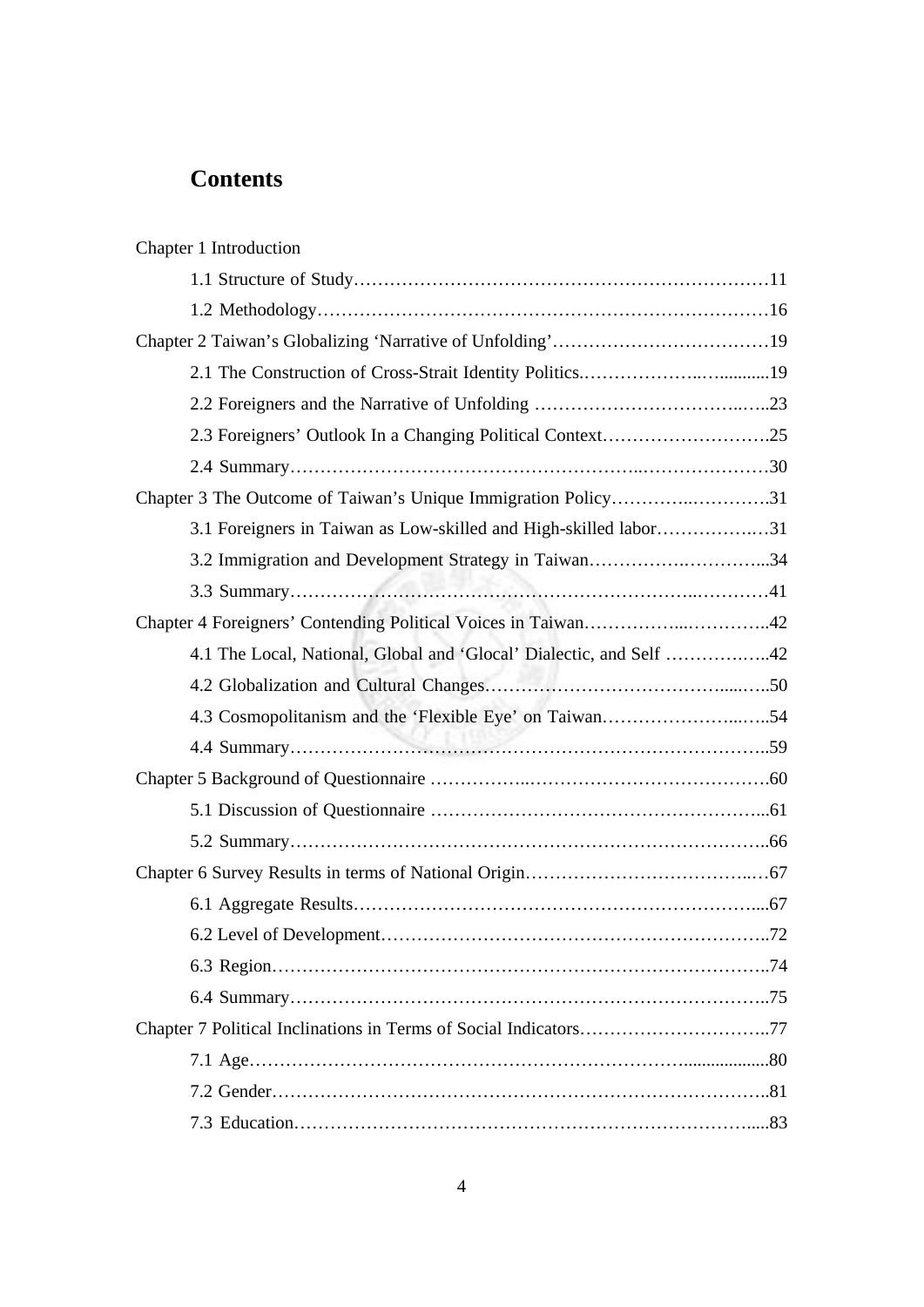# Contents

Chapter 1 Introduction

- 1.1 Structure of Study……………………………………………………………11
- 1.2 Methodology…………………………………………………………………16

Chapter 2 Taiwan's Globalizing 'Narrative of Unfolding'………………………………19

- 2.1 The Construction of Cross-Strait Identity Politics.………………..…..........19
- 2.2 Foreigners and the Narrative of Unfolding …………………………..…..23
- 2.3 Foreigners' Outlook In a Changing Political Context……………………….25
- 2.4 Summary…………………………………………………..…………………30

Chapter 3 The Outcome of Taiwan's Unique Immigration Policy…………..………….31

- 3.1 Foreigners in Taiwan as Low-skilled and High-skilled labor…………….…31
- 3.2 Immigration and Development Strategy in Taiwan…………….…………...34
- 3.3 Summary………………………………………………………..…………41

Chapter 4 Foreigners' Contending Political Voices in Taiwan……………...…………..42

- 4.1 The Local, National, Global and 'Glocal' Dialectic, and Self …………….…..42
- 4.2 Globalization and Cultural Changes………………………………....…..50
- 4.3 Cosmopolitanism and the 'Flexible Eye' on Taiwan…………………...…..54
- 4.4 Summary……………………………………………………………………..59

Chapter 5 Background of Questionnaire ……………..………………………………….60

- 5.1 Discussion of Questionnaire ……………………………………………...61
- 5.2 Summary……………………………………………………………………..66

Chapter 6 Survey Results in terms of National Origin……………………………..…67

- 6.1 Aggregate Results…………………………………………………………...67
- 6.2 Level of Development………………………………………………………..72
- 6.3 Region………………………………………………………………………..74
- 6.4 Summary……………………………………………………………………..75

Chapter 7 Political Inclinations in Terms of Social Indicators…………………………..77

- 7.1 Age…………………………………………………………….................80
- 7.2 Gender………………………………………………………………………..81
- 7.3 Education…………………………………………………………………....83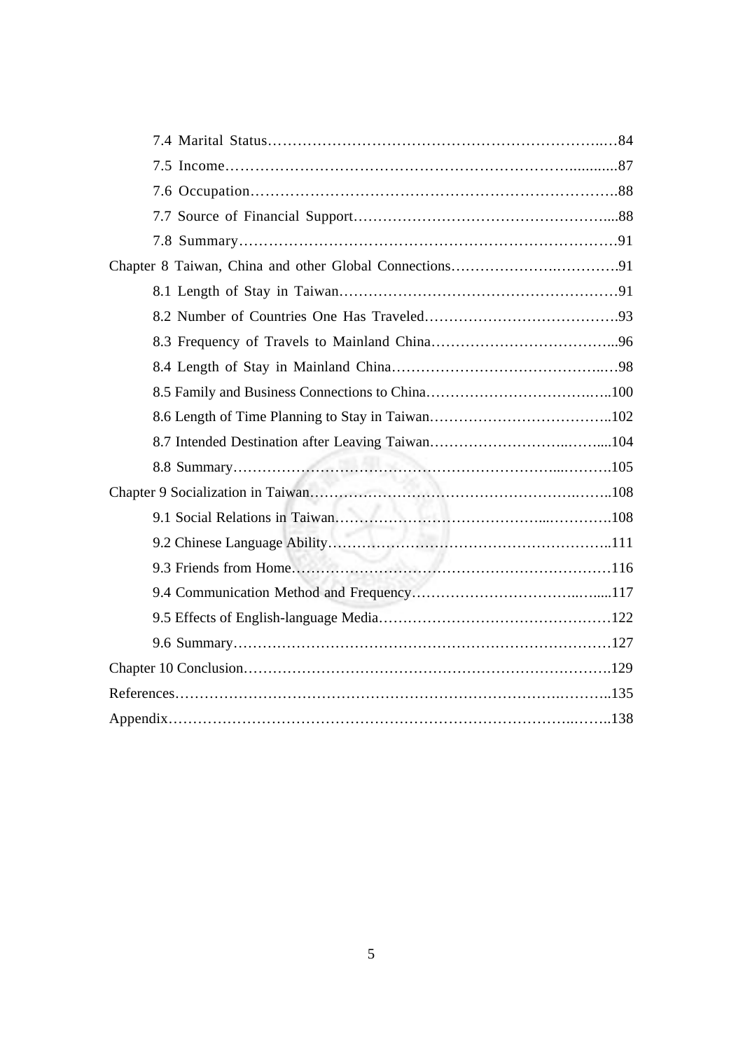7.4 Marital Status……………………………………………………………..…84

7.5 Income…………………………………………………………….............87

7.6 Occupation……………………………………………………………….88

7.7 Source of Financial Support……………………………………………...88

7.8 Summary…………………………………………………………………91

Chapter 8 Taiwan, China and other Global Connections……………….………….91

8.1 Length of Stay in Taiwan…………………………………………………91

8.2 Number of Countries One Has Traveled………………………………….93

8.3 Frequency of Travels to Mainland China………………………………...96

8.4 Length of Stay in Mainland China……………………………………..…98

8.5 Family and Business Connections to China…………………………..…..100

8.6 Length of Time Planning to Stay in Taiwan………………………………..102

8.7 Intended Destination after Leaving Taiwan……………………..……....104

8.8 Summary………………………………………………………...……….105

Chapter 9 Socialization in Taiwan……………………………………………….……..108

9.1 Social Relations in Taiwan…………………………………...…………108

9.2 Chinese Language Ability………………………………………………..111

9.3 Friends from Home………………………………………………………116

9.4 Communication Method and Frequency…………………………..…....117

9.5 Effects of English-language Media………………………………………122

9.6 Summary…………………………………………………………………127

Chapter 10 Conclusion………………………………………………………………..129

References……………………………………………………………….………..135

Appendix……………………………………………………………………..……..138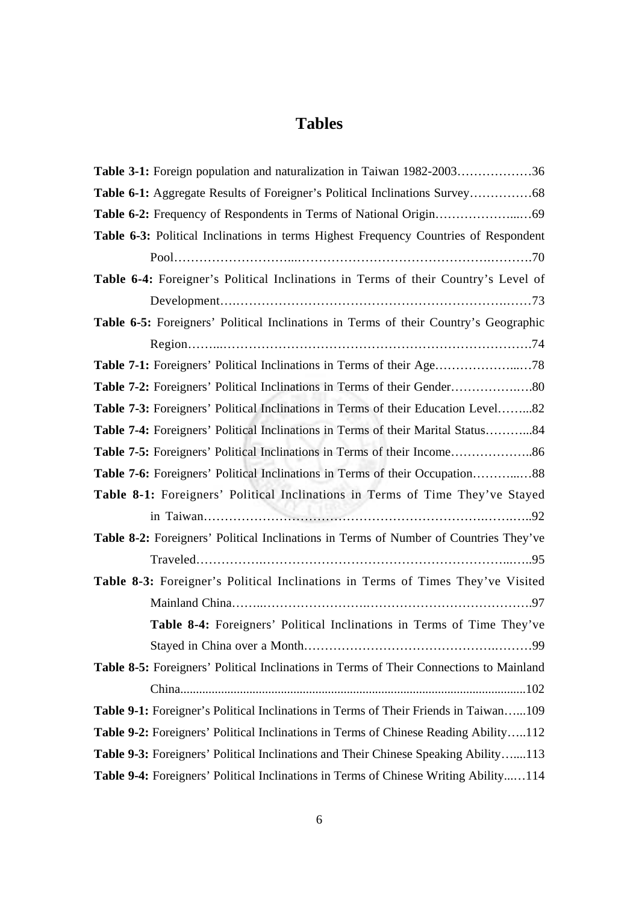# Tables

**Table 3-1:** Foreign population and naturalization in Taiwan 1982-2003………………36

**Table 6-1:** Aggregate Results of Foreigner's Political Inclinations Survey……………68

**Table 6-2:** Frequency of Respondents in Terms of National Origin………………...…69

**Table 6-3:** Political Inclinations in terms Highest Frequency Countries of Respondent Pool……………………...……………………………………….……….70

**Table 6-4:** Foreigner's Political Inclinations in Terms of their Country's Level of Development….………………………………………………….….……73

**Table 6-5:** Foreigners' Political Inclinations in Terms of their Country's Geographic Region……...……………………………………………………………….74

**Table 7-1:** Foreigners' Political Inclinations in Terms of their Age………………...…78

**Table 7-2:** Foreigners' Political Inclinations in Terms of their Gender……………..….80

**Table 7-3:** Foreigners' Political Inclinations in Terms of their Education Level……...82

**Table 7-4:** Foreigners' Political Inclinations in Terms of their Marital Status………...84

**Table 7-5:** Foreigners' Political Inclinations in Terms of their Income………………..86

**Table 7-6:** Foreigners' Political Inclinations in Terms of their Occupation………...…88

**Table 8-1:** Foreigners' Political Inclinations in Terms of Time They've Stayed in Taiwan………………………………………………………….…….…..92

**Table 8-2:** Foreigners' Political Inclinations in Terms of Number of Countries They've Traveled…………….…………………………………………………..…..95

**Table 8-3:** Foreigner's Political Inclinations in Terms of Times They've Visited Mainland China……..…………………….……………………………….97

**Table 8-4:** Foreigners' Political Inclinations in Terms of Time They've Stayed in China over a Month……………………………………….………99

**Table 8-5:** Foreigners' Political Inclinations in Terms of Their Connections to Mainland China............................................................................................................102

**Table 9-1:** Foreigner's Political Inclinations in Terms of Their Friends in Taiwan…...109

**Table 9-2:** Foreigners' Political Inclinations in Terms of Chinese Reading Ability…..112

**Table 9-3:** Foreigners' Political Inclinations and Their Chinese Speaking Ability…....113

**Table 9-4:** Foreigners' Political Inclinations in Terms of Chinese Writing Ability...…114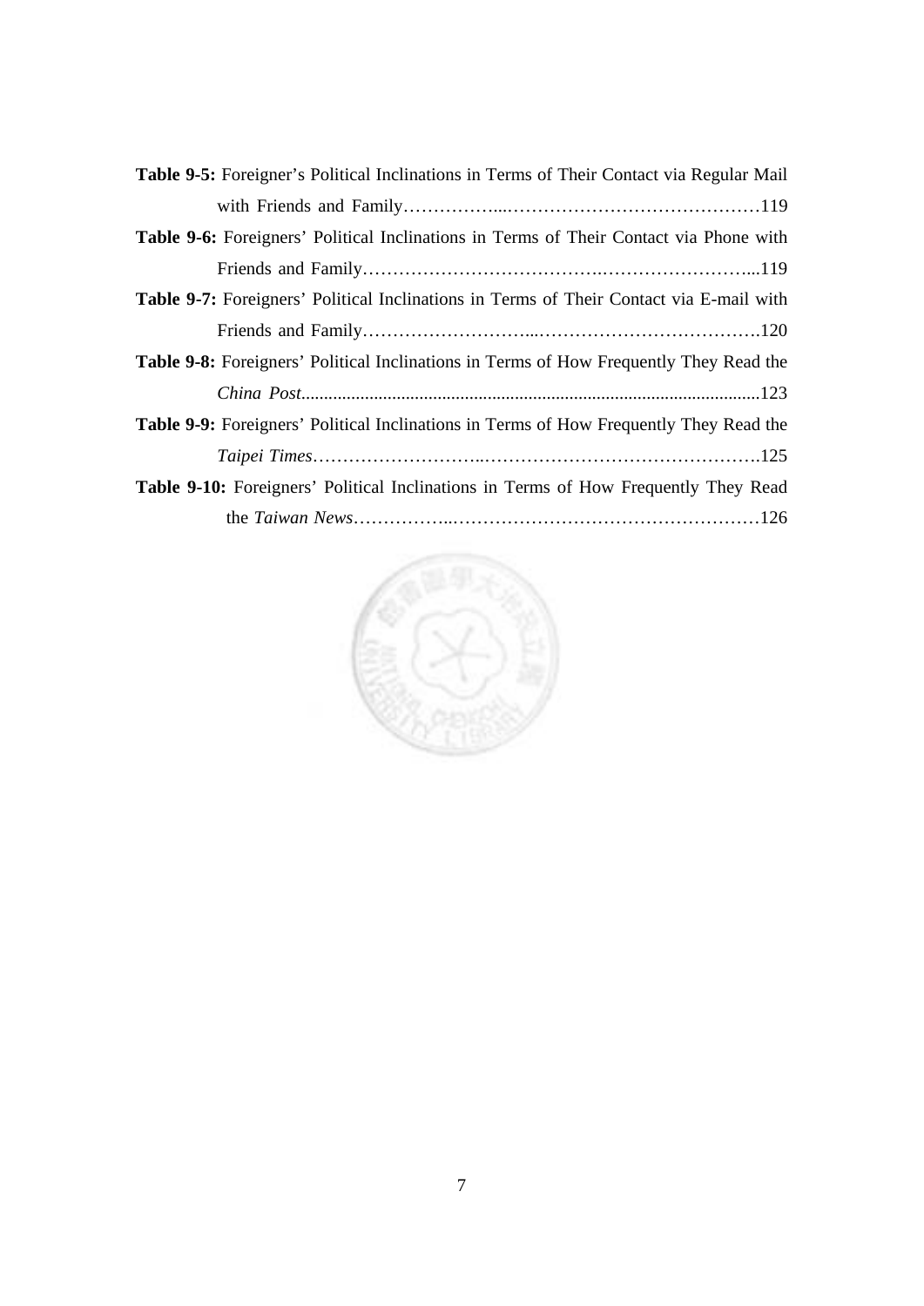**Table 9-5:** Foreigner's Political Inclinations in Terms of Their Contact via Regular Mail with Friends and Family……………...……………………………………119

**Table 9-6:** Foreigners' Political Inclinations in Terms of Their Contact via Phone with Friends and Family……………………………….……………………...119

**Table 9-7:** Foreigners' Political Inclinations in Terms of Their Contact via E-mail with Friends and Family………………………...……………………………….120

**Table 9-8:** Foreigners' Political Inclinations in Terms of How Frequently They Read the *China Post*.....................................................................................................123

**Table 9-9:** Foreigners' Political Inclinations in Terms of How Frequently They Read the *Taipei Times*………………………..……………………………………….125

**Table 9-10:** Foreigners' Political Inclinations in Terms of How Frequently They Read the *Taiwan News*……………..……………………………………………126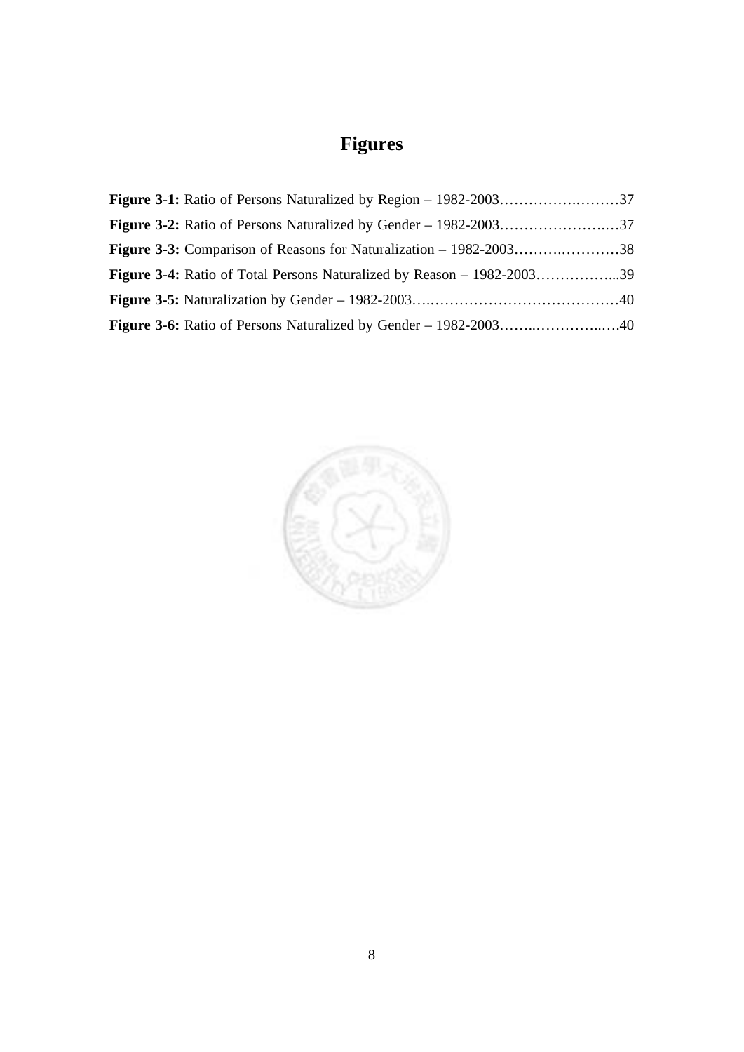# Figures

**Figure 3-1:** Ratio of Persons Naturalized by Region – 1982-2003……………..………37

**Figure 3-2:** Ratio of Persons Naturalized by Gender – 1982-2003……………………..…37

**Figure 3-3:** Comparison of Reasons for Naturalization – 1982-2003……….…………38

**Figure 3-4:** Ratio of Total Persons Naturalized by Reason – 1982-2003……………...39

**Figure 3-5:** Naturalization by Gender – 1982-2003….…………………………………40

**Figure 3-6:** Ratio of Persons Naturalized by Gender – 1982-2003……..…………..….40